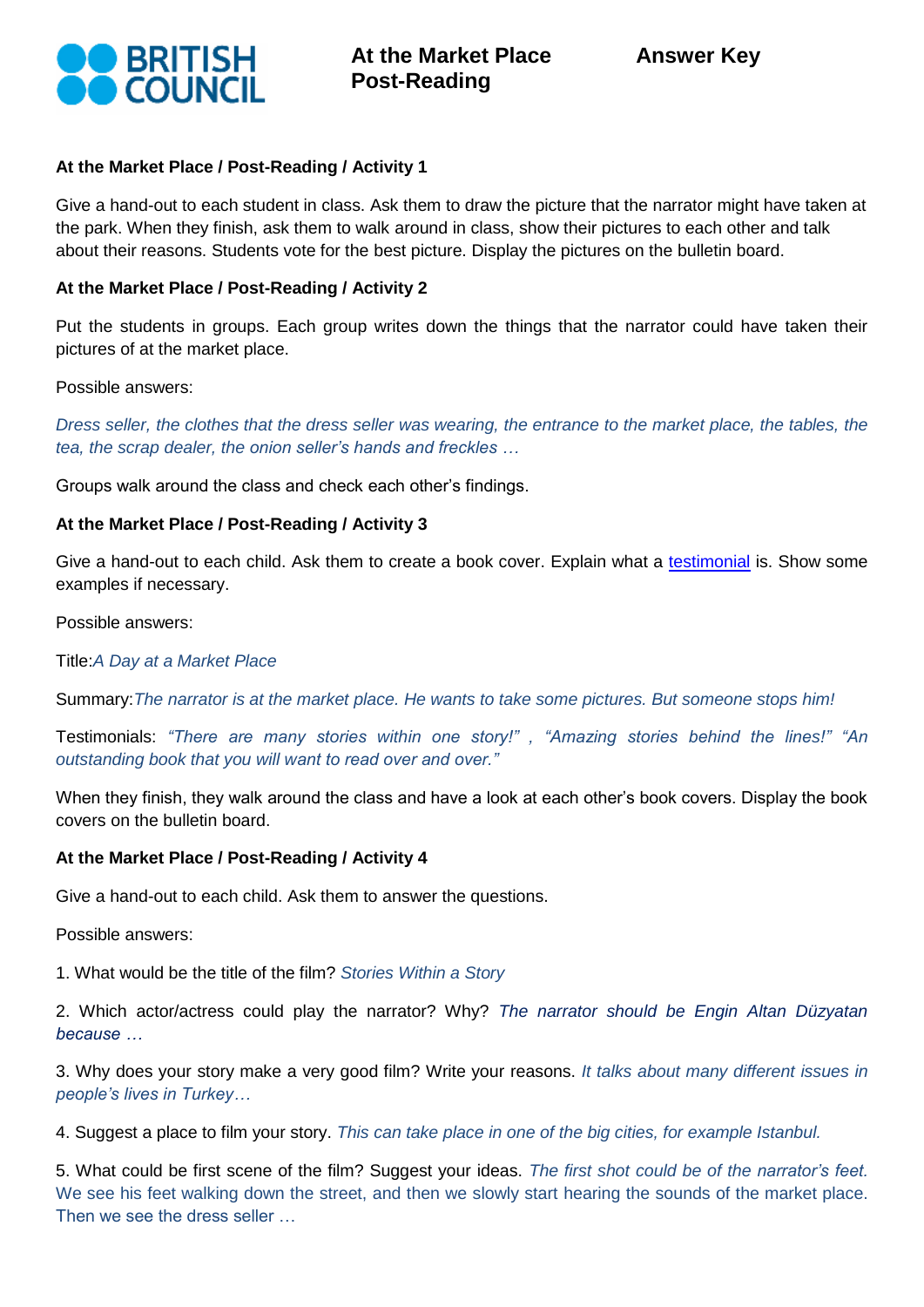BRITISH COUNCIL

# At the Market Place Post-Reading

**Answer Key**

### At the Market Place / Post-Reading / Activity 1

Give a hand-out to each student in class. Ask them to draw the picture that the narrator might have taken at the park. When they finish, ask them to walk around in class, show their pictures to each other and talk about their reasons. Students vote for the best picture. Display the pictures on the bulletin board.

### At the Market Place / Post-Reading / Activity 2

Put the students in groups. Each group writes down the things that the narrator could have taken their pictures of at the market place.

Possible answers:

*Dress seller, the clothes that the dress seller was wearing, the entrance to the market place, the tables, the tea, the scrap dealer, the onion seller's hands and freckles …*

Groups walk around the class and check each other's findings.

### At the Market Place / Post-Reading / Activity 3

Give a hand-out to each child. Ask them to create a book cover. Explain what a testimonial is. Show some examples if necessary.

Possible answers:

Title:*A Day at a Market Place*

Summary:*The narrator is at the market place. He wants to take some pictures. But someone stops him!*

Testimonials: *"There are many stories within one story!" , "Amazing stories behind the lines!" "An outstanding book that you will want to read over and over."*

When they finish, they walk around the class and have a look at each other's book covers. Display the book covers on the bulletin board.

### At the Market Place / Post-Reading / Activity 4

Give a hand-out to each child. Ask them to answer the questions.

Possible answers:

1. What would be the title of the film? *Stories Within a Story*

2. Which actor/actress could play the narrator? Why? *The narrator should be Engin Altan Düzyatan because …*

3. Why does your story make a very good film? Write your reasons. *It talks about many different issues in people's lives in Turkey…*

4. Suggest a place to film your story. *This can take place in one of the big cities, for example Istanbul.*

5. What could be first scene of the film? Suggest your ideas. *The first shot could be of the narrator's feet.* We see his feet walking down the street, and then we slowly start hearing the sounds of the market place. Then we see the dress seller …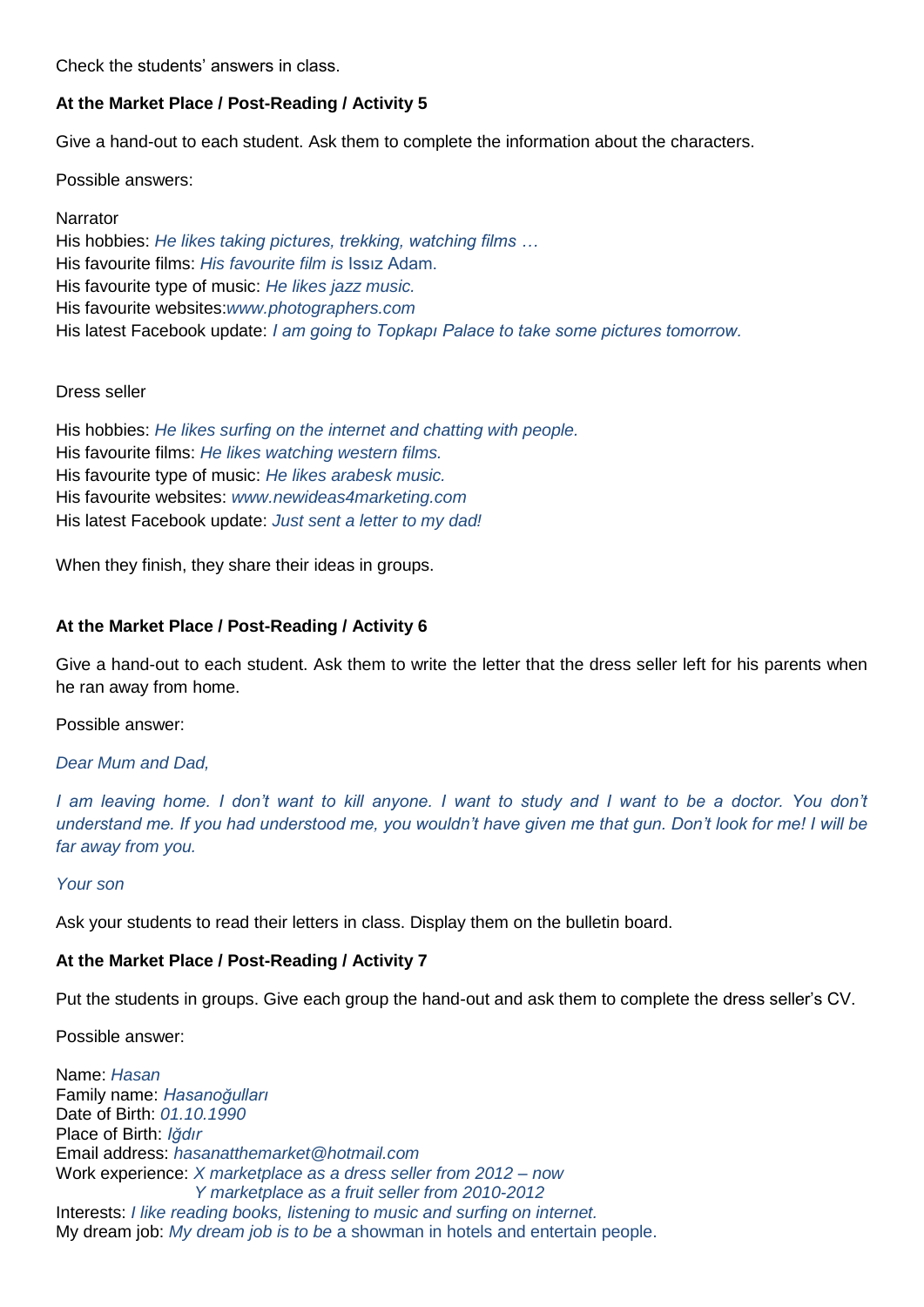Check the students' answers in class.

**At the Market Place / Post-Reading / Activity 5**

Give a hand-out to each student. Ask them to complete the information about the characters.

Possible answers:

Narrator
His hobbies: *He likes taking pictures, trekking, watching films …*
His favourite films: *His favourite film is* Issız Adam.
His favourite type of music: *He likes jazz music.*
His favourite websites:*www.photographers.com*
His latest Facebook update: *I am going to Topkapı Palace to take some pictures tomorrow.*

Dress seller

His hobbies: *He likes surfing on the internet and chatting with people.*
His favourite films: *He likes watching western films.*
His favourite type of music: *He likes arabesk music.*
His favourite websites: *www.newideas4marketing.com*
His latest Facebook update: *Just sent a letter to my dad!*

When they finish, they share their ideas in groups.

**At the Market Place / Post-Reading / Activity 6**

Give a hand-out to each student. Ask them to write the letter that the dress seller left for his parents when he ran away from home.

Possible answer:

*Dear Mum and Dad,*

*I am leaving home. I don't want to kill anyone. I want to study and I want to be a doctor. You don't understand me. If you had understood me, you wouldn't have given me that gun. Don't look for me! I will be far away from you.*

*Your son*

Ask your students to read their letters in class. Display them on the bulletin board.

**At the Market Place / Post-Reading / Activity 7**

Put the students in groups. Give each group the hand-out and ask them to complete the dress seller's CV.

Possible answer:

Name: *Hasan*
Family name: *Hasanoğulları*
Date of Birth: *01.10.1990*
Place of Birth: *Iğdır*
Email address: *hasanatthemarket@hotmail.com*
Work experience: *X marketplace as a dress seller from 2012 – now*
*Y marketplace as a fruit seller from 2010-2012*
Interests: *I like reading books, listening to music and surfing on internet.*
My dream job: *My dream job is to be* a showman in hotels and entertain people.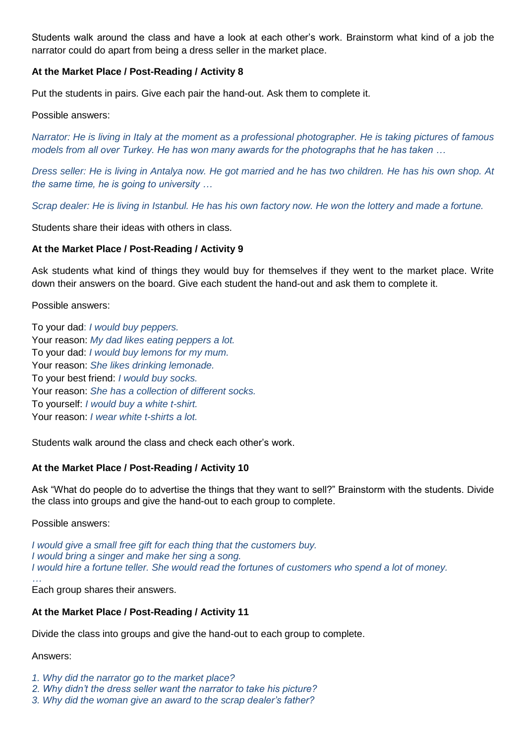Students walk around the class and have a look at each other's work. Brainstorm what kind of a job the narrator could do apart from being a dress seller in the market place.

**At the Market Place / Post-Reading / Activity 8**

Put the students in pairs. Give each pair the hand-out. Ask them to complete it.

Possible answers:

*Narrator: He is living in Italy at the moment as a professional photographer. He is taking pictures of famous models from all over Turkey. He has won many awards for the photographs that he has taken …*

*Dress seller: He is living in Antalya now. He got married and he has two children. He has his own shop. At the same time, he is going to university …*

*Scrap dealer: He is living in Istanbul. He has his own factory now. He won the lottery and made a fortune.*

Students share their ideas with others in class.

**At the Market Place / Post-Reading / Activity 9**

Ask students what kind of things they would buy for themselves if they went to the market place. Write down their answers on the board. Give each student the hand-out and ask them to complete it.

Possible answers:

To your dad: *I would buy peppers.*
Your reason: *My dad likes eating peppers a lot.*
To your dad: *I would buy lemons for my mum.*
Your reason: *She likes drinking lemonade.*
To your best friend: *I would buy socks.*
Your reason: *She has a collection of different socks.*
To yourself: *I would buy a white t-shirt.*
Your reason: *I wear white t-shirts a lot.*

Students walk around the class and check each other's work.

**At the Market Place / Post-Reading / Activity 10**

Ask "What do people do to advertise the things that they want to sell?" Brainstorm with the students. Divide the class into groups and give the hand-out to each group to complete.

Possible answers:

*I would give a small free gift for each thing that the customers buy.*
*I would bring a singer and make her sing a song.*
*I would hire a fortune teller. She would read the fortunes of customers who spend a lot of money.*
*…*

Each group shares their answers.

**At the Market Place / Post-Reading / Activity 11**

Divide the class into groups and give the hand-out to each group to complete.

Answers:

*1. Why did the narrator go to the market place?*
*2. Why didn't the dress seller want the narrator to take his picture?*
*3. Why did the woman give an award to the scrap dealer's father?*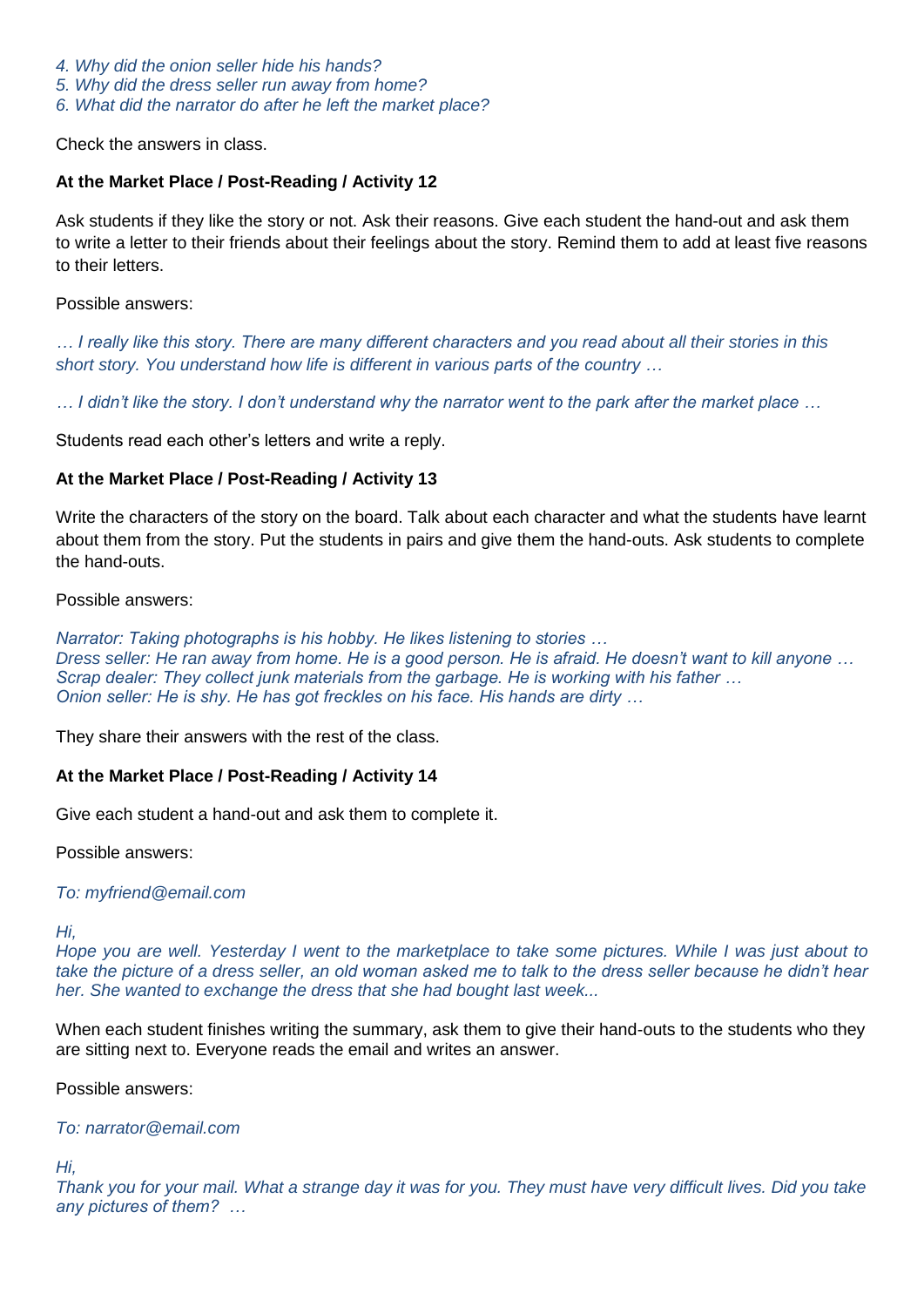*4. Why did the onion seller hide his hands?*
*5. Why did the dress seller run away from home?*
*6. What did the narrator do after he left the market place?*

Check the answers in class.

**At the Market Place / Post-Reading / Activity 12**

Ask students if they like the story or not. Ask their reasons. Give each student the hand-out and ask them to write a letter to their friends about their feelings about the story. Remind them to add at least five reasons to their letters.

Possible answers:

*… I really like this story. There are many different characters and you read about all their stories in this short story. You understand how life is different in various parts of the country …*

*… I didn't like the story. I don't understand why the narrator went to the park after the market place …*

Students read each other's letters and write a reply.

**At the Market Place / Post-Reading / Activity 13**

Write the characters of the story on the board. Talk about each character and what the students have learnt about them from the story. Put the students in pairs and give them the hand-outs. Ask students to complete the hand-outs.

Possible answers:

*Narrator: Taking photographs is his hobby. He likes listening to stories …*
*Dress seller: He ran away from home. He is a good person. He is afraid. He doesn't want to kill anyone …*
*Scrap dealer: They collect junk materials from the garbage. He is working with his father …*
*Onion seller: He is shy. He has got freckles on his face. His hands are dirty …*

They share their answers with the rest of the class.

**At the Market Place / Post-Reading / Activity 14**

Give each student a hand-out and ask them to complete it.

Possible answers:

*To: myfriend@email.com*

*Hi,*
*Hope you are well. Yesterday I went to the marketplace to take some pictures. While I was just about to take the picture of a dress seller, an old woman asked me to talk to the dress seller because he didn't hear her. She wanted to exchange the dress that she had bought last week...*

When each student finishes writing the summary, ask them to give their hand-outs to the students who they are sitting next to. Everyone reads the email and writes an answer.

Possible answers:

*To: narrator@email.com*

*Hi,*
*Thank you for your mail. What a strange day it was for you. They must have very difficult lives. Did you take any pictures of them? …*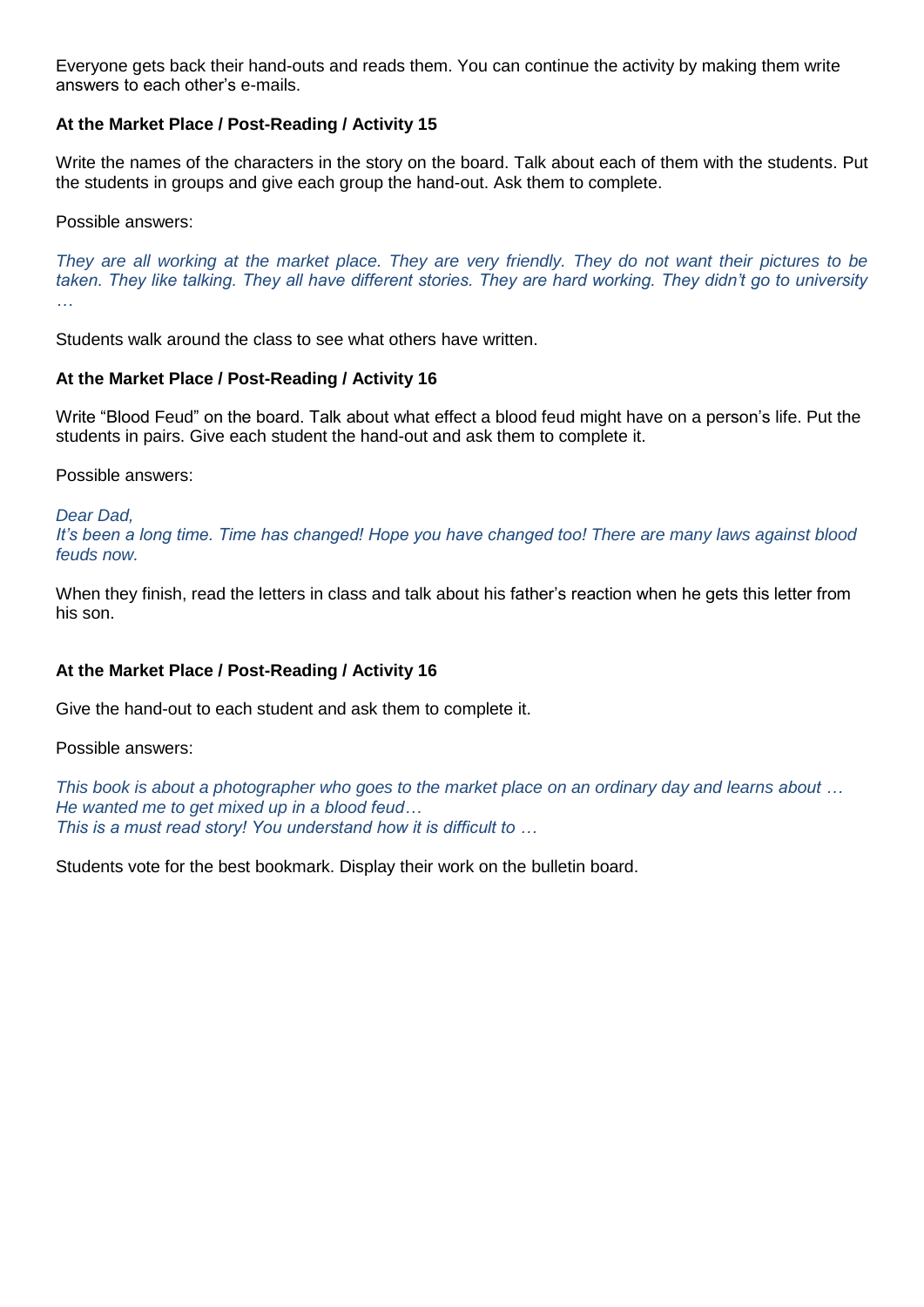Everyone gets back their hand-outs and reads them. You can continue the activity by making them write answers to each other's e-mails.

**At the Market Place / Post-Reading / Activity 15**

Write the names of the characters in the story on the board. Talk about each of them with the students. Put the students in groups and give each group the hand-out. Ask them to complete.

Possible answers:

*They are all working at the market place. They are very friendly. They do not want their pictures to be taken. They like talking. They all have different stories. They are hard working. They didn't go to university …*

Students walk around the class to see what others have written.

**At the Market Place / Post-Reading / Activity 16**

Write "Blood Feud" on the board. Talk about what effect a blood feud might have on a person's life. Put the students in pairs. Give each student the hand-out and ask them to complete it.

Possible answers:

*Dear Dad,*
*It's been a long time. Time has changed! Hope you have changed too! There are many laws against blood feuds now.*

When they finish, read the letters in class and talk about his father's reaction when he gets this letter from his son.

**At the Market Place / Post-Reading / Activity 16**

Give the hand-out to each student and ask them to complete it.

Possible answers:

*This book is about a photographer who goes to the market place on an ordinary day and learns about …*
*He wanted me to get mixed up in a blood feud…*
*This is a must read story! You understand how it is difficult to …*

Students vote for the best bookmark. Display their work on the bulletin board.